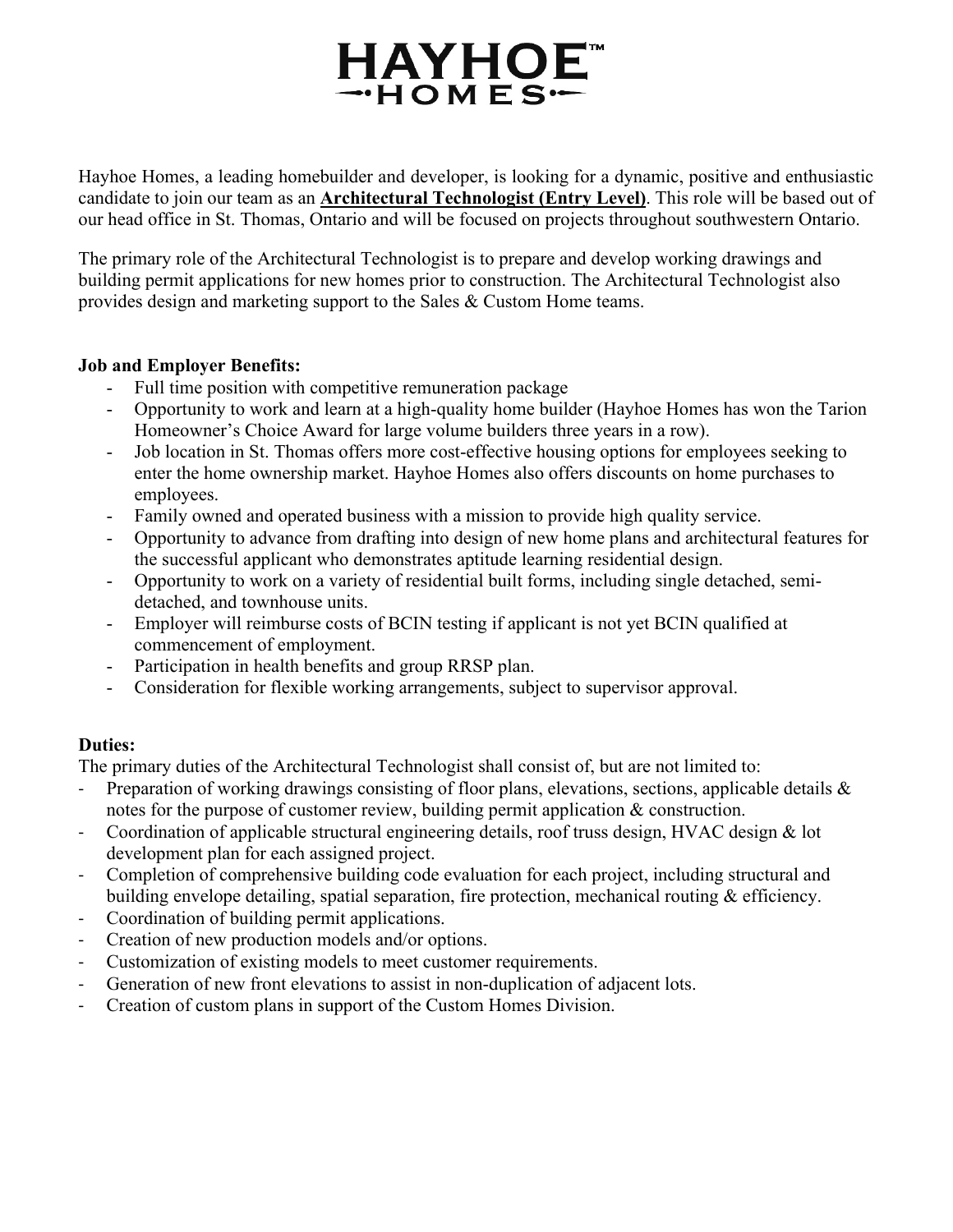# HAYHOE™ HOMES

Hayhoe Homes, a leading homebuilder and developer, is looking for a dynamic, positive and enthusiastic candidate to join our team as an **Architectural Technologist (Entry Level)**. This role will be based out of our head office in St. Thomas, Ontario and will be focused on projects throughout southwestern Ontario.

The primary role of the Architectural Technologist is to prepare and develop working drawings and building permit applications for new homes prior to construction. The Architectural Technologist also provides design and marketing support to the Sales & Custom Home teams.

**Job and Employer Benefits:**

- Full time position with competitive remuneration package
- Opportunity to work and learn at a high-quality home builder (Hayhoe Homes has won the Tarion Homeowner's Choice Award for large volume builders three years in a row).
- Job location in St. Thomas offers more cost-effective housing options for employees seeking to enter the home ownership market. Hayhoe Homes also offers discounts on home purchases to employees.
- Family owned and operated business with a mission to provide high quality service.
- Opportunity to advance from drafting into design of new home plans and architectural features for the successful applicant who demonstrates aptitude learning residential design.
- Opportunity to work on a variety of residential built forms, including single detached, semi-detached, and townhouse units.
- Employer will reimburse costs of BCIN testing if applicant is not yet BCIN qualified at commencement of employment.
- Participation in health benefits and group RRSP plan.
- Consideration for flexible working arrangements, subject to supervisor approval.

**Duties:**

The primary duties of the Architectural Technologist shall consist of, but are not limited to:

- Preparation of working drawings consisting of floor plans, elevations, sections, applicable details & notes for the purpose of customer review, building permit application & construction.
- Coordination of applicable structural engineering details, roof truss design, HVAC design & lot development plan for each assigned project.
- Completion of comprehensive building code evaluation for each project, including structural and building envelope detailing, spatial separation, fire protection, mechanical routing & efficiency.
- Coordination of building permit applications.
- Creation of new production models and/or options.
- Customization of existing models to meet customer requirements.
- Generation of new front elevations to assist in non-duplication of adjacent lots.
- Creation of custom plans in support of the Custom Homes Division.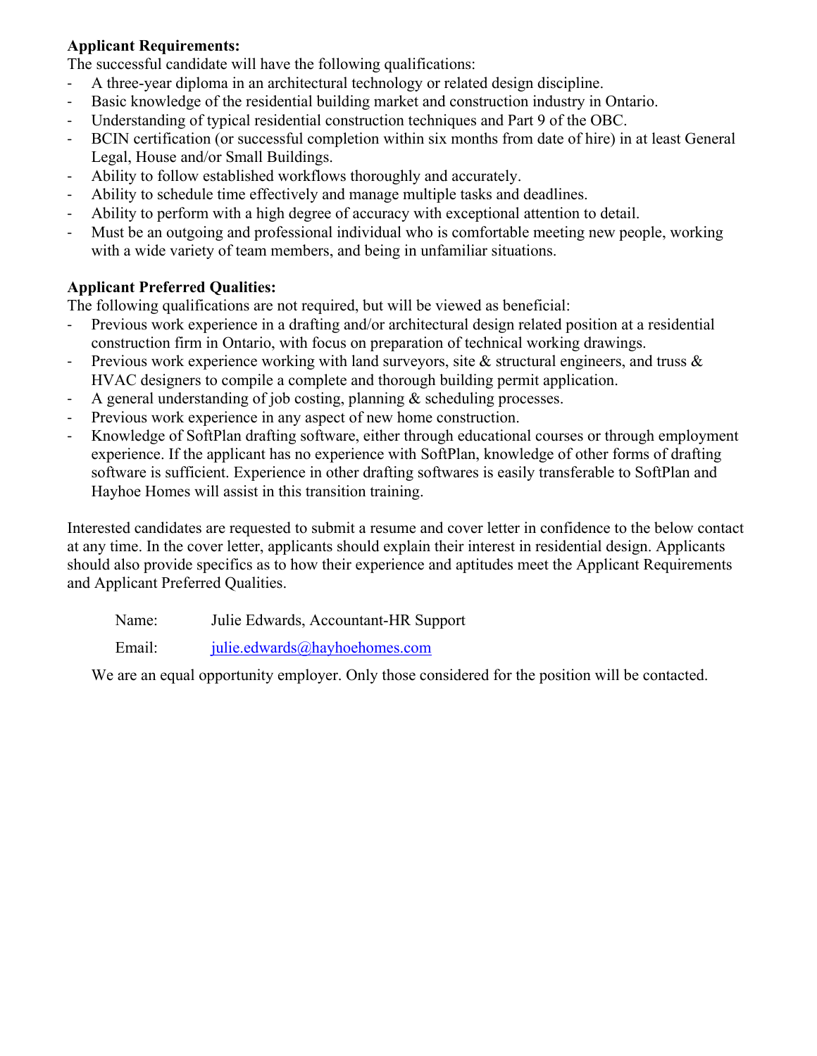**Applicant Requirements:**

The successful candidate will have the following qualifications:

- A three-year diploma in an architectural technology or related design discipline.
- Basic knowledge of the residential building market and construction industry in Ontario.
- Understanding of typical residential construction techniques and Part 9 of the OBC.
- BCIN certification (or successful completion within six months from date of hire) in at least General Legal, House and/or Small Buildings.
- Ability to follow established workflows thoroughly and accurately.
- Ability to schedule time effectively and manage multiple tasks and deadlines.
- Ability to perform with a high degree of accuracy with exceptional attention to detail.
- Must be an outgoing and professional individual who is comfortable meeting new people, working with a wide variety of team members, and being in unfamiliar situations.

**Applicant Preferred Qualities:**

The following qualifications are not required, but will be viewed as beneficial:

- Previous work experience in a drafting and/or architectural design related position at a residential construction firm in Ontario, with focus on preparation of technical working drawings.
- Previous work experience working with land surveyors, site & structural engineers, and truss & HVAC designers to compile a complete and thorough building permit application.
- A general understanding of job costing, planning & scheduling processes.
- Previous work experience in any aspect of new home construction.
- Knowledge of SoftPlan drafting software, either through educational courses or through employment experience. If the applicant has no experience with SoftPlan, knowledge of other forms of drafting software is sufficient. Experience in other drafting softwares is easily transferable to SoftPlan and Hayhoe Homes will assist in this transition training.

Interested candidates are requested to submit a resume and cover letter in confidence to the below contact at any time. In the cover letter, applicants should explain their interest in residential design. Applicants should also provide specifics as to how their experience and aptitudes meet the Applicant Requirements and Applicant Preferred Qualities.

Name: Julie Edwards, Accountant-HR Support

Email: julie.edwards@hayhoehomes.com

We are an equal opportunity employer. Only those considered for the position will be contacted.